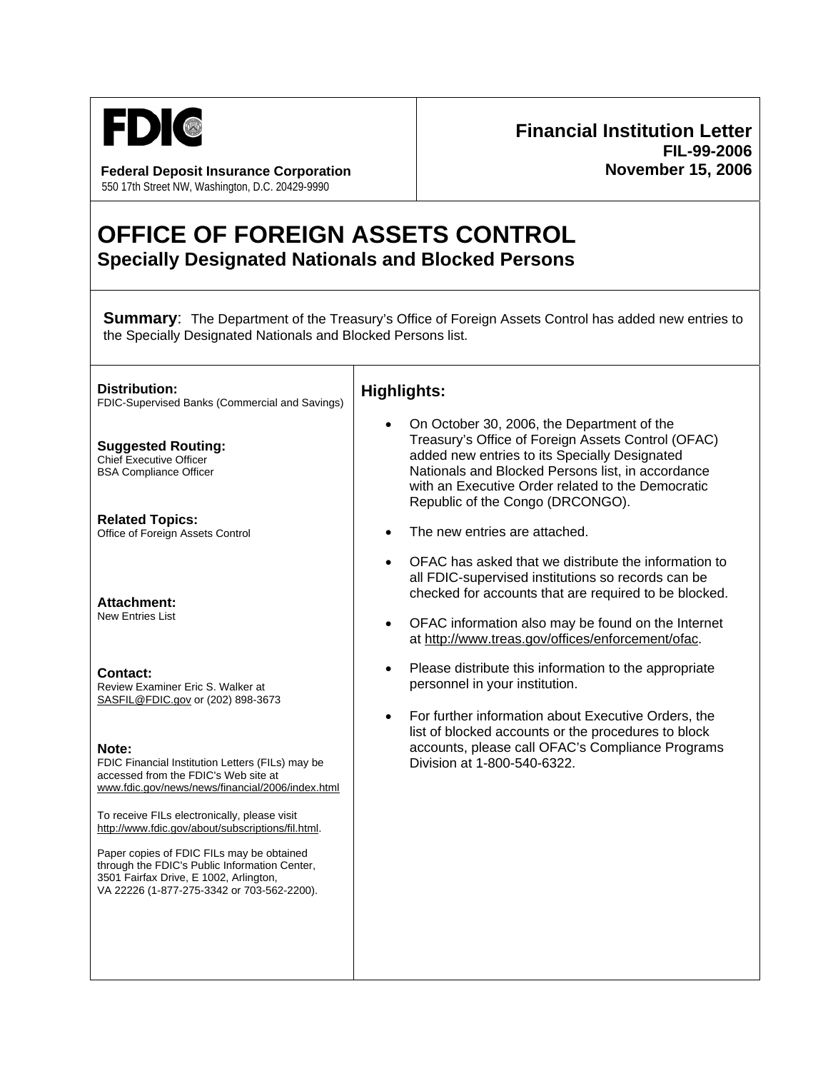FDIC

**Federal Deposit Insurance Corporation**
550 17th Street NW, Washington, D.C. 20429-9990

**Financial Institution Letter**
**FIL-99-2006**
**November 15, 2006**

# OFFICE OF FOREIGN ASSETS CONTROL
## Specially Designated Nationals and Blocked Persons

**Summary**: The Department of the Treasury's Office of Foreign Assets Control has added new entries to the Specially Designated Nationals and Blocked Persons list.

**Distribution:**
FDIC-Supervised Banks (Commercial and Savings)

**Suggested Routing:**
Chief Executive Officer
BSA Compliance Officer

**Related Topics:**
Office of Foreign Assets Control

**Attachment:**
New Entries List

**Contact:**
Review Examiner Eric S. Walker at SASFIL@FDIC.gov or (202) 898-3673

**Note:**
FDIC Financial Institution Letters (FILs) may be accessed from the FDIC's Web site at www.fdic.gov/news/news/financial/2006/index.html

To receive FILs electronically, please visit http://www.fdic.gov/about/subscriptions/fil.html.

Paper copies of FDIC FILs may be obtained through the FDIC's Public Information Center, 3501 Fairfax Drive, E 1002, Arlington, VA 22226 (1-877-275-3342 or 703-562-2200).

### Highlights:

- On October 30, 2006, the Department of the Treasury's Office of Foreign Assets Control (OFAC) added new entries to its Specially Designated Nationals and Blocked Persons list, in accordance with an Executive Order related to the Democratic Republic of the Congo (DRCONGO).
- The new entries are attached.
- OFAC has asked that we distribute the information to all FDIC-supervised institutions so records can be checked for accounts that are required to be blocked.
- OFAC information also may be found on the Internet at http://www.treas.gov/offices/enforcement/ofac.
- Please distribute this information to the appropriate personnel in your institution.
- For further information about Executive Orders, the list of blocked accounts or the procedures to block accounts, please call OFAC's Compliance Programs Division at 1-800-540-6322.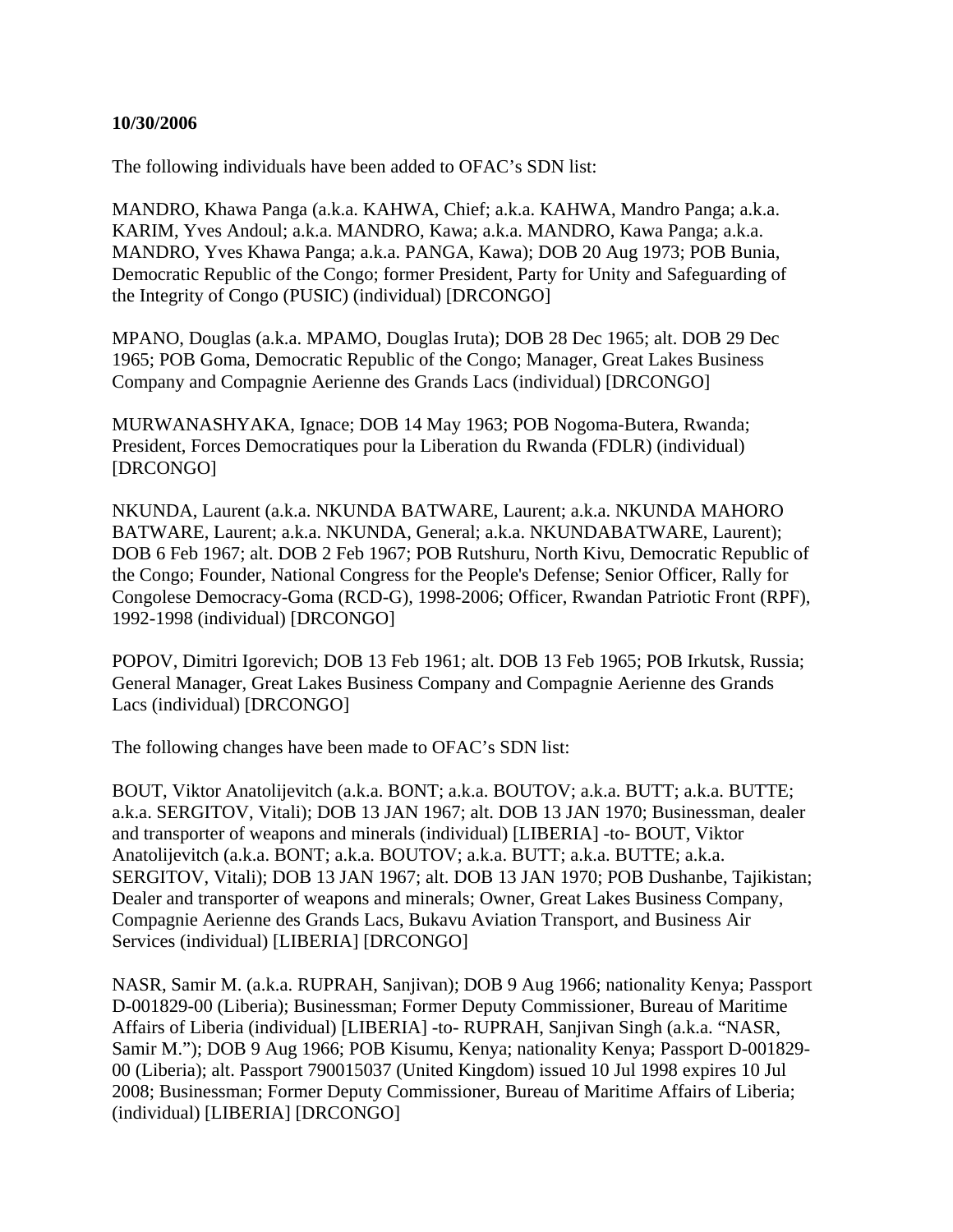**10/30/2006**

The following individuals have been added to OFAC's SDN list:

MANDRO, Khawa Panga (a.k.a. KAHWA, Chief; a.k.a. KAHWA, Mandro Panga; a.k.a. KARIM, Yves Andoul; a.k.a. MANDRO, Kawa; a.k.a. MANDRO, Kawa Panga; a.k.a. MANDRO, Yves Khawa Panga; a.k.a. PANGA, Kawa); DOB 20 Aug 1973; POB Bunia, Democratic Republic of the Congo; former President, Party for Unity and Safeguarding of the Integrity of Congo (PUSIC) (individual) [DRCONGO]

MPANO, Douglas (a.k.a. MPAMO, Douglas Iruta); DOB 28 Dec 1965; alt. DOB 29 Dec 1965; POB Goma, Democratic Republic of the Congo; Manager, Great Lakes Business Company and Compagnie Aerienne des Grands Lacs (individual) [DRCONGO]

MURWANASHYAKA, Ignace; DOB 14 May 1963; POB Nogoma-Butera, Rwanda; President, Forces Democratiques pour la Liberation du Rwanda (FDLR) (individual) [DRCONGO]

NKUNDA, Laurent (a.k.a. NKUNDA BATWARE, Laurent; a.k.a. NKUNDA MAHORO BATWARE, Laurent; a.k.a. NKUNDA, General; a.k.a. NKUNDABATWARE, Laurent); DOB 6 Feb 1967; alt. DOB 2 Feb 1967; POB Rutshuru, North Kivu, Democratic Republic of the Congo; Founder, National Congress for the People's Defense; Senior Officer, Rally for Congolese Democracy-Goma (RCD-G), 1998-2006; Officer, Rwandan Patriotic Front (RPF), 1992-1998 (individual) [DRCONGO]

POPOV, Dimitri Igorevich; DOB 13 Feb 1961; alt. DOB 13 Feb 1965; POB Irkutsk, Russia; General Manager, Great Lakes Business Company and Compagnie Aerienne des Grands Lacs (individual) [DRCONGO]

The following changes have been made to OFAC's SDN list:

BOUT, Viktor Anatolijevitch (a.k.a. BONT; a.k.a. BOUTOV; a.k.a. BUTT; a.k.a. BUTTE; a.k.a. SERGITOV, Vitali); DOB 13 JAN 1967; alt. DOB 13 JAN 1970; Businessman, dealer and transporter of weapons and minerals (individual) [LIBERIA] -to- BOUT, Viktor Anatolijevitch (a.k.a. BONT; a.k.a. BOUTOV; a.k.a. BUTT; a.k.a. BUTTE; a.k.a. SERGITOV, Vitali); DOB 13 JAN 1967; alt. DOB 13 JAN 1970; POB Dushanbe, Tajikistan; Dealer and transporter of weapons and minerals; Owner, Great Lakes Business Company, Compagnie Aerienne des Grands Lacs, Bukavu Aviation Transport, and Business Air Services (individual) [LIBERIA] [DRCONGO]

NASR, Samir M. (a.k.a. RUPRAH, Sanjivan); DOB 9 Aug 1966; nationality Kenya; Passport D-001829-00 (Liberia); Businessman; Former Deputy Commissioner, Bureau of Maritime Affairs of Liberia (individual) [LIBERIA] -to- RUPRAH, Sanjivan Singh (a.k.a. "NASR, Samir M."); DOB 9 Aug 1966; POB Kisumu, Kenya; nationality Kenya; Passport D-001829-00 (Liberia); alt. Passport 790015037 (United Kingdom) issued 10 Jul 1998 expires 10 Jul 2008; Businessman; Former Deputy Commissioner, Bureau of Maritime Affairs of Liberia; (individual) [LIBERIA] [DRCONGO]